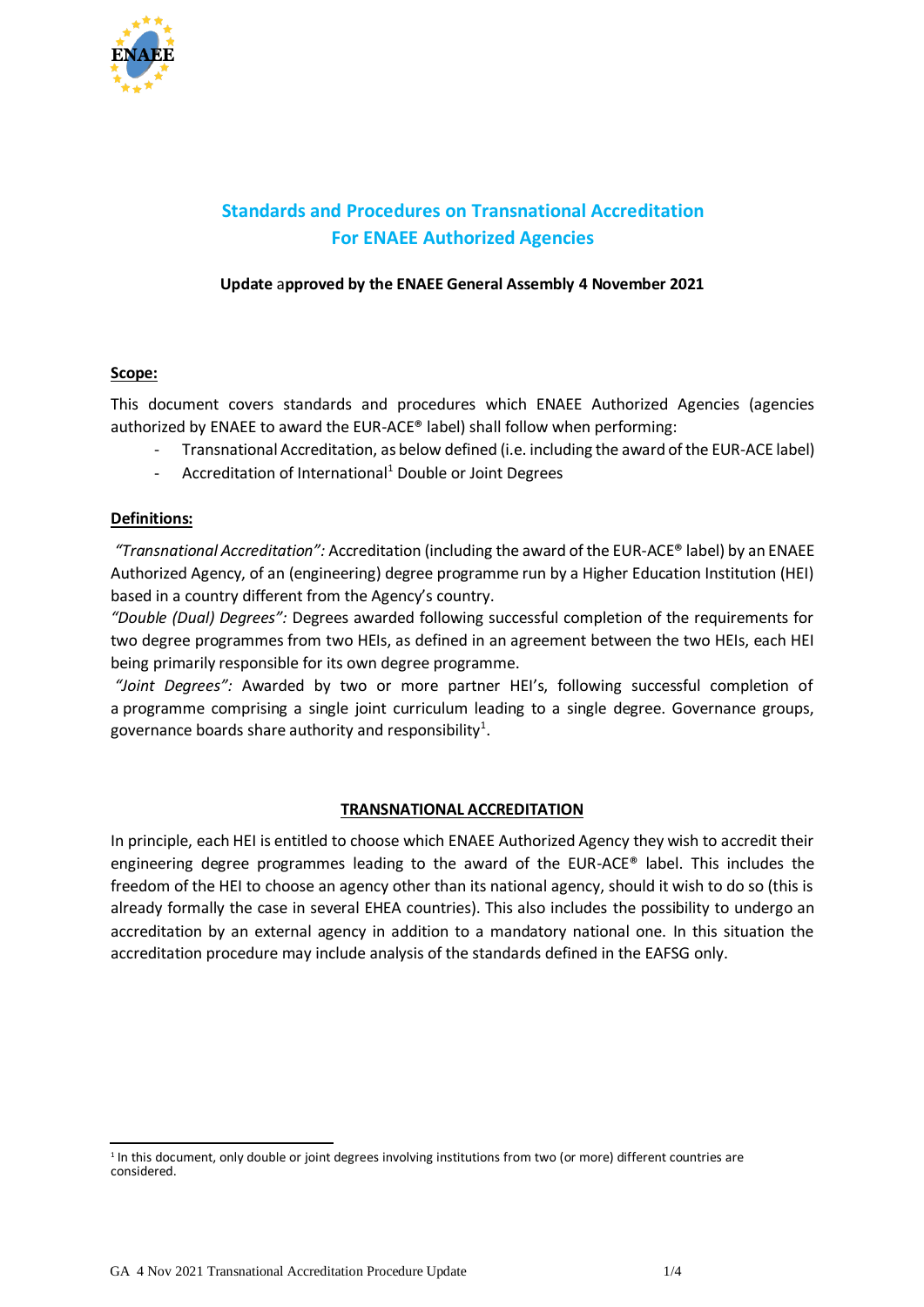# Standards and Procedures on Transnational Accreditation For ENAEE Authorized Agencies

**Update approved by the ENAEE General Assembly 4 November 2021**

**Scope:**

This document covers standards and procedures which ENAEE Authorized Agencies (agencies authorized by ENAEE to award the EUR-ACE® label) shall follow when performing:

- Transnational Accreditation, as below defined (i.e. including the award of the EUR-ACE label)
- Accreditation of International[1] Double or Joint Degrees

**Definitions:**

*"Transnational Accreditation":* Accreditation (including the award of the EUR-ACE® label) by an ENAEE Authorized Agency, of an (engineering) degree programme run by a Higher Education Institution (HEI) based in a country different from the Agency's country.

*"Double (Dual) Degrees":* Degrees awarded following successful completion of the requirements for two degree programmes from two HEIs, as defined in an agreement between the two HEIs, each HEI being primarily responsible for its own degree programme.

*"Joint Degrees":* Awarded by two or more partner HEI's, following successful completion of a programme comprising a single joint curriculum leading to a single degree. Governance groups, governance boards share authority and responsibility[1].

## TRANSNATIONAL ACCREDITATION

In principle, each HEI is entitled to choose which ENAEE Authorized Agency they wish to accredit their engineering degree programmes leading to the award of the EUR-ACE® label. This includes the freedom of the HEI to choose an agency other than its national agency, should it wish to do so (this is already formally the case in several EHEA countries). This also includes the possibility to undergo an accreditation by an external agency in addition to a mandatory national one. In this situation the accreditation procedure may include analysis of the standards defined in the EAFSG only.

[1] In this document, only double or joint degrees involving institutions from two (or more) different countries are considered.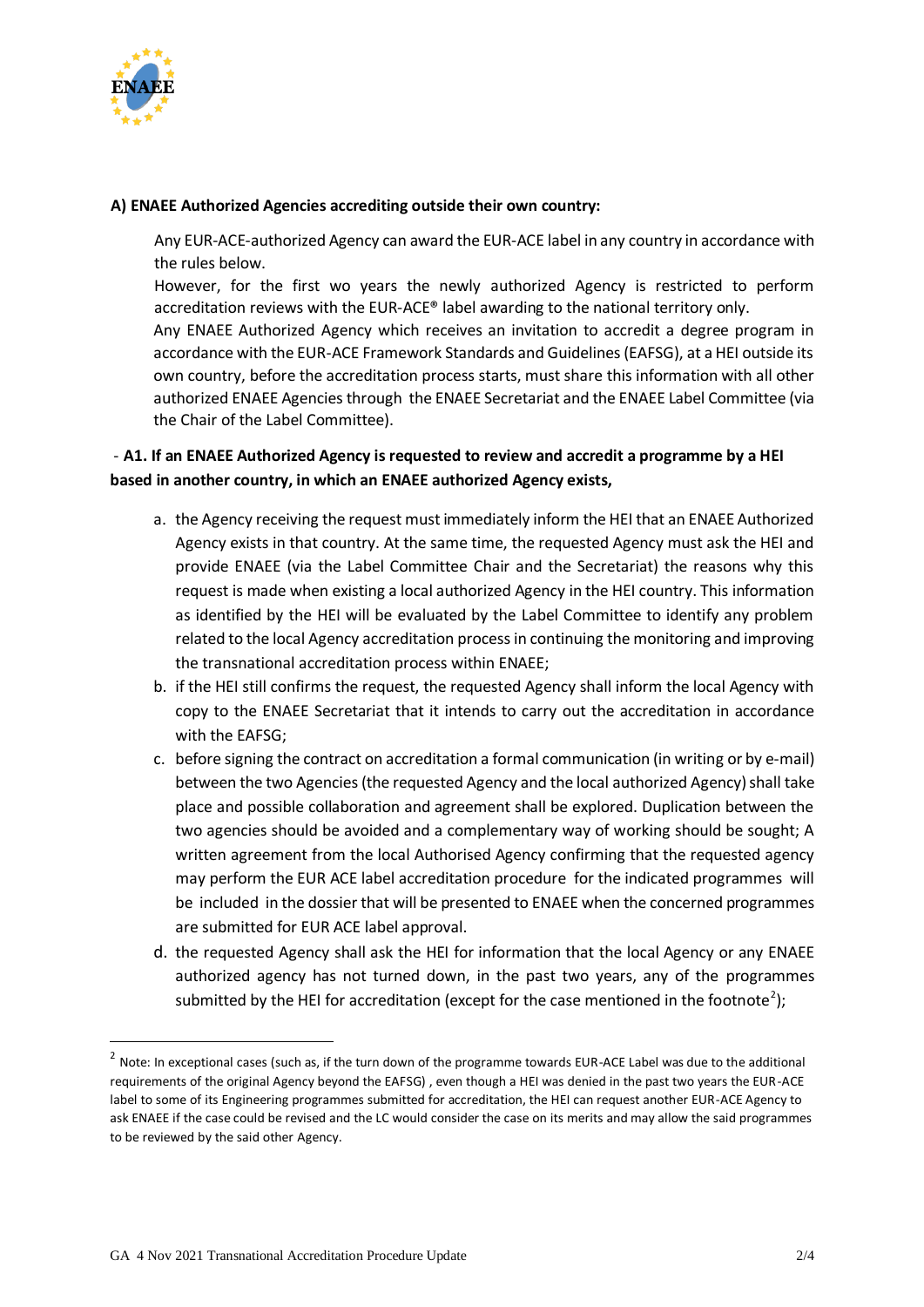**A) ENAEE Authorized Agencies accrediting outside their own country:**

Any EUR-ACE-authorized Agency can award the EUR-ACE label in any country in accordance with the rules below.

However, for the first wo years the newly authorized Agency is restricted to perform accreditation reviews with the EUR-ACE® label awarding to the national territory only.

Any ENAEE Authorized Agency which receives an invitation to accredit a degree program in accordance with the EUR-ACE Framework Standards and Guidelines (EAFSG), at a HEI outside its own country, before the accreditation process starts, must share this information with all other authorized ENAEE Agencies through the ENAEE Secretariat and the ENAEE Label Committee (via the Chair of the Label Committee).

- **A1. If an ENAEE Authorized Agency is requested to review and accredit a programme by a HEI based in another country, in which an ENAEE authorized Agency exists,**

a. the Agency receiving the request must immediately inform the HEI that an ENAEE Authorized Agency exists in that country. At the same time, the requested Agency must ask the HEI and provide ENAEE (via the Label Committee Chair and the Secretariat) the reasons why this request is made when existing a local authorized Agency in the HEI country. This information as identified by the HEI will be evaluated by the Label Committee to identify any problem related to the local Agency accreditation process in continuing the monitoring and improving the transnational accreditation process within ENAEE;
b. if the HEI still confirms the request, the requested Agency shall inform the local Agency with copy to the ENAEE Secretariat that it intends to carry out the accreditation in accordance with the EAFSG;
c. before signing the contract on accreditation a formal communication (in writing or by e-mail) between the two Agencies (the requested Agency and the local authorized Agency) shall take place and possible collaboration and agreement shall be explored. Duplication between the two agencies should be avoided and a complementary way of working should be sought; A written agreement from the local Authorised Agency confirming that the requested agency may perform the EUR ACE label accreditation procedure for the indicated programmes will be included in the dossier that will be presented to ENAEE when the concerned programmes are submitted for EUR ACE label approval.
d. the requested Agency shall ask the HEI for information that the local Agency or any ENAEE authorized agency has not turned down, in the past two years, any of the programmes submitted by the HEI for accreditation (except for the case mentioned in the footnote[2]);

[2] Note: In exceptional cases (such as, if the turn down of the programme towards EUR-ACE Label was due to the additional requirements of the original Agency beyond the EAFSG) , even though a HEI was denied in the past two years the EUR-ACE label to some of its Engineering programmes submitted for accreditation, the HEI can request another EUR-ACE Agency to ask ENAEE if the case could be revised and the LC would consider the case on its merits and may allow the said programmes to be reviewed by the said other Agency.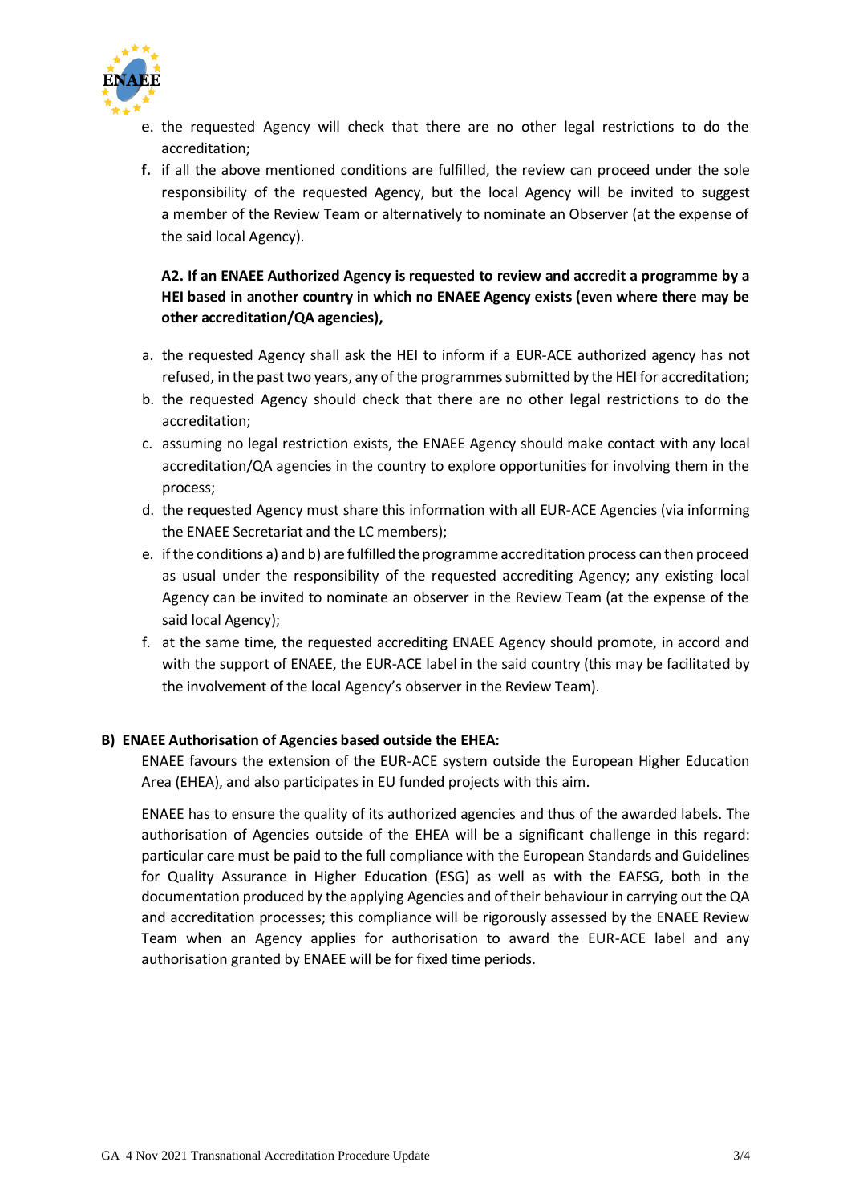e. the requested Agency will check that there are no other legal restrictions to do the accreditation;

**f.** if all the above mentioned conditions are fulfilled, the review can proceed under the sole responsibility of the requested Agency, but the local Agency will be invited to suggest a member of the Review Team or alternatively to nominate an Observer (at the expense of the said local Agency).

**A2. If an ENAEE Authorized Agency is requested to review and accredit a programme by a HEI based in another country in which no ENAEE Agency exists (even where there may be other accreditation/QA agencies),**

a. the requested Agency shall ask the HEI to inform if a EUR-ACE authorized agency has not refused, in the past two years, any of the programmes submitted by the HEI for accreditation;

b. the requested Agency should check that there are no other legal restrictions to do the accreditation;

c. assuming no legal restriction exists, the ENAEE Agency should make contact with any local accreditation/QA agencies in the country to explore opportunities for involving them in the process;

d. the requested Agency must share this information with all EUR-ACE Agencies (via informing the ENAEE Secretariat and the LC members);

e. if the conditions a) and b) are fulfilled the programme accreditation process can then proceed as usual under the responsibility of the requested accrediting Agency; any existing local Agency can be invited to nominate an observer in the Review Team (at the expense of the said local Agency);

f. at the same time, the requested accrediting ENAEE Agency should promote, in accord and with the support of ENAEE, the EUR-ACE label in the said country (this may be facilitated by the involvement of the local Agency's observer in the Review Team).

**B) ENAEE Authorisation of Agencies based outside the EHEA:**

ENAEE favours the extension of the EUR-ACE system outside the European Higher Education Area (EHEA), and also participates in EU funded projects with this aim.

ENAEE has to ensure the quality of its authorized agencies and thus of the awarded labels. The authorisation of Agencies outside of the EHEA will be a significant challenge in this regard: particular care must be paid to the full compliance with the European Standards and Guidelines for Quality Assurance in Higher Education (ESG) as well as with the EAFSG, both in the documentation produced by the applying Agencies and of their behaviour in carrying out the QA and accreditation processes; this compliance will be rigorously assessed by the ENAEE Review Team when an Agency applies for authorisation to award the EUR-ACE label and any authorisation granted by ENAEE will be for fixed time periods.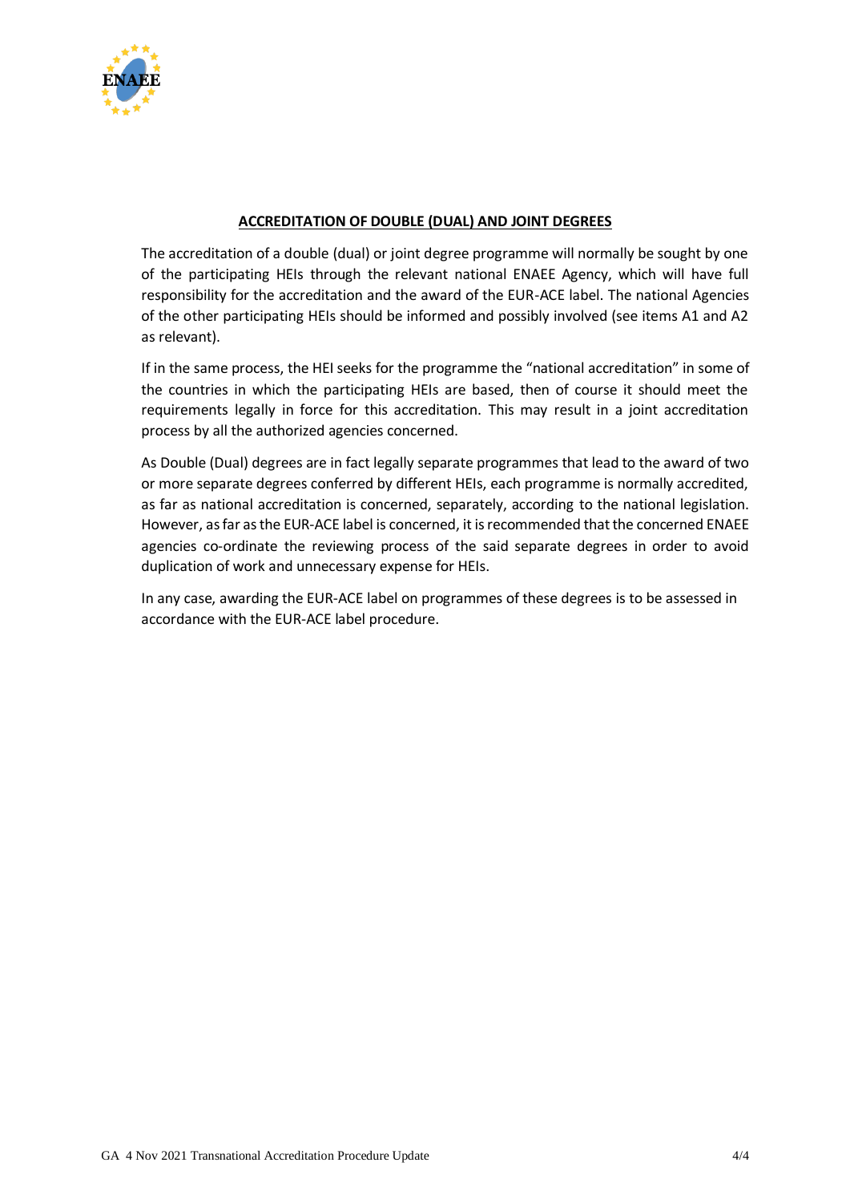## ACCREDITATION OF DOUBLE (DUAL) AND JOINT DEGREES

The accreditation of a double (dual) or joint degree programme will normally be sought by one of the participating HEIs through the relevant national ENAEE Agency, which will have full responsibility for the accreditation and the award of the EUR-ACE label. The national Agencies of the other participating HEIs should be informed and possibly involved (see items A1 and A2 as relevant).

If in the same process, the HEI seeks for the programme the "national accreditation" in some of the countries in which the participating HEIs are based, then of course it should meet the requirements legally in force for this accreditation. This may result in a joint accreditation process by all the authorized agencies concerned.

As Double (Dual) degrees are in fact legally separate programmes that lead to the award of two or more separate degrees conferred by different HEIs, each programme is normally accredited, as far as national accreditation is concerned, separately, according to the national legislation. However, as far as the EUR-ACE label is concerned, it is recommended that the concerned ENAEE agencies co-ordinate the reviewing process of the said separate degrees in order to avoid duplication of work and unnecessary expense for HEIs.

In any case, awarding the EUR-ACE label on programmes of these degrees is to be assessed in accordance with the EUR-ACE label procedure.